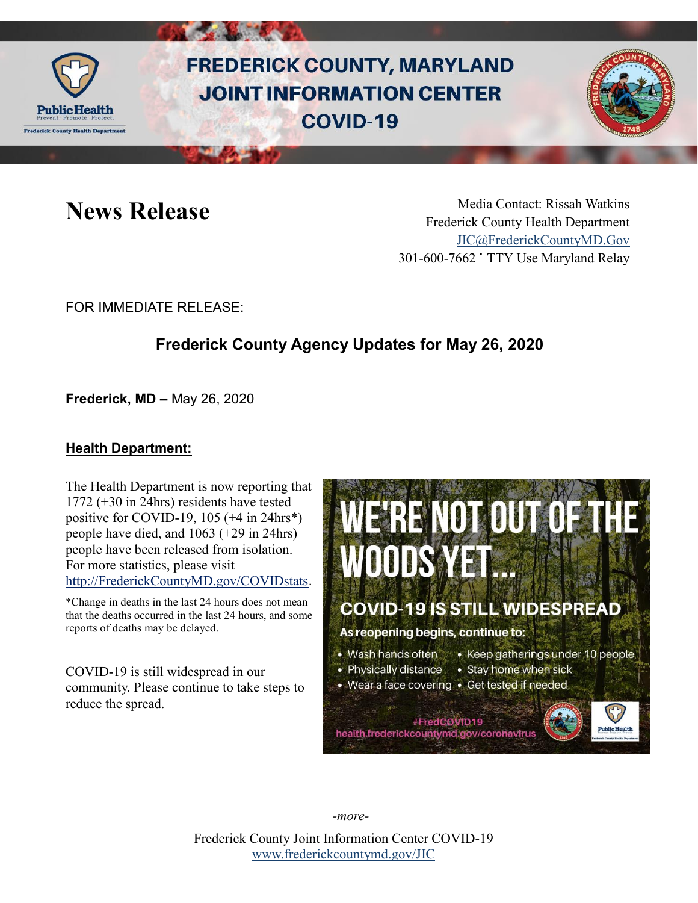# FREDERICK COUNTY, MARYLAND JOINT INFORMATION CENTER COVID-19

# News Release

Media Contact: Rissah Watkins
Frederick County Health Department
JIC@FrederickCountyMD.Gov
301-600-7662 • TTY Use Maryland Relay

FOR IMMEDIATE RELEASE:

## Frederick County Agency Updates for May 26, 2020

**Frederick, MD –** May 26, 2020

### Health Department:

The Health Department is now reporting that 1772 (+30 in 24hrs) residents have tested positive for COVID-19, 105 (+4 in 24hrs*) people have died, and 1063 (+29 in 24hrs) people have been released from isolation. For more statistics, please visit http://FrederickCountyMD.gov/COVIDstats.

*Change in deaths in the last 24 hours does not mean that the deaths occurred in the last 24 hours, and some reports of deaths may be delayed.

COVID-19 is still widespread in our community. Please continue to take steps to reduce the spread.

WE'RE NOT OUT OF THE WOODS YET...

COVID-19 IS STILL WIDESPREAD

As reopening begins, continue to:

- Wash hands often
- Physically distance
- Wear a face covering
- Keep gatherings under 10 people
- Stay home when sick
- Get tested if needed

#FredCOVID19
health.frederickcountymd.gov/coronavirus

-more-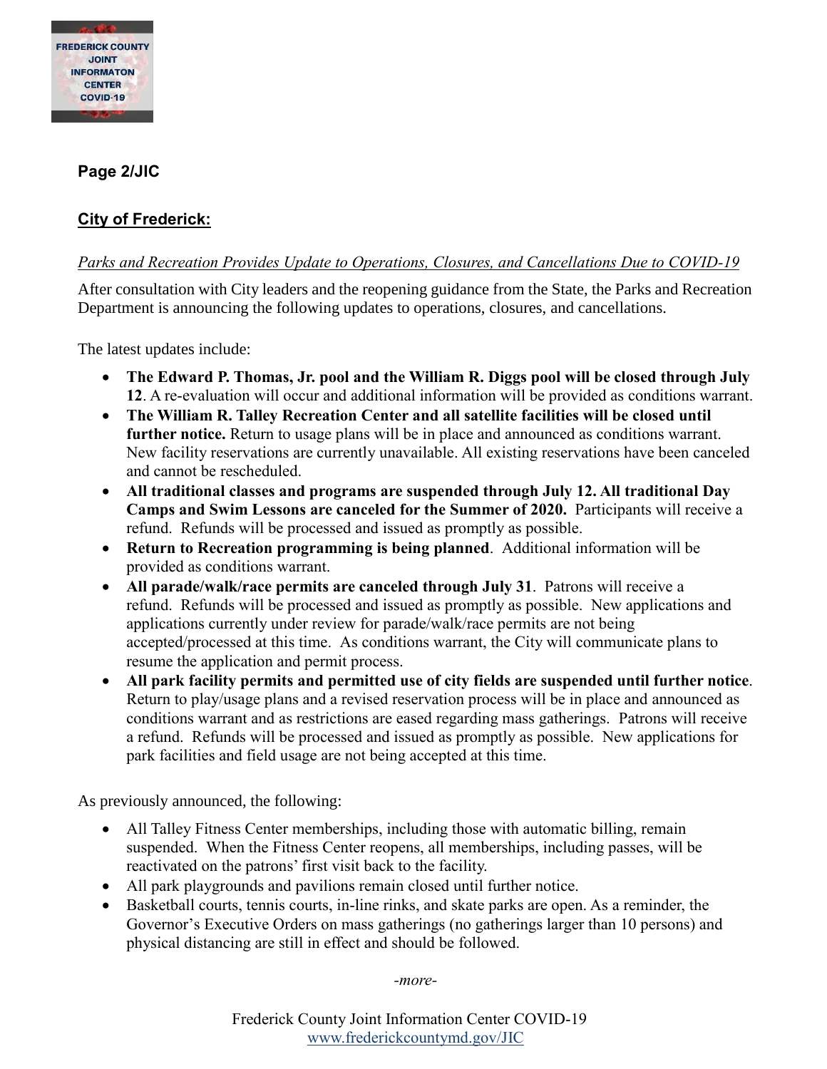**Page 2/JIC**

## City of Frederick:

*Parks and Recreation Provides Update to Operations, Closures, and Cancellations Due to COVID-19*

After consultation with City leaders and the reopening guidance from the State, the Parks and Recreation Department is announcing the following updates to operations, closures, and cancellations.

The latest updates include:

- **The Edward P. Thomas, Jr. pool and the William R. Diggs pool will be closed through July 12**. A re-evaluation will occur and additional information will be provided as conditions warrant.
- **The William R. Talley Recreation Center and all satellite facilities will be closed until further notice.** Return to usage plans will be in place and announced as conditions warrant. New facility reservations are currently unavailable. All existing reservations have been canceled and cannot be rescheduled.
- **All traditional classes and programs are suspended through July 12. All traditional Day Camps and Swim Lessons are canceled for the Summer of 2020.** Participants will receive a refund. Refunds will be processed and issued as promptly as possible.
- **Return to Recreation programming is being planned**. Additional information will be provided as conditions warrant.
- **All parade/walk/race permits are canceled through July 31**. Patrons will receive a refund. Refunds will be processed and issued as promptly as possible. New applications and applications currently under review for parade/walk/race permits are not being accepted/processed at this time. As conditions warrant, the City will communicate plans to resume the application and permit process.
- **All park facility permits and permitted use of city fields are suspended until further notice**. Return to play/usage plans and a revised reservation process will be in place and announced as conditions warrant and as restrictions are eased regarding mass gatherings. Patrons will receive a refund. Refunds will be processed and issued as promptly as possible. New applications for park facilities and field usage are not being accepted at this time.

As previously announced, the following:

- All Talley Fitness Center memberships, including those with automatic billing, remain suspended. When the Fitness Center reopens, all memberships, including passes, will be reactivated on the patrons' first visit back to the facility.
- All park playgrounds and pavilions remain closed until further notice.
- Basketball courts, tennis courts, in-line rinks, and skate parks are open. As a reminder, the Governor's Executive Orders on mass gatherings (no gatherings larger than 10 persons) and physical distancing are still in effect and should be followed.

*-more-*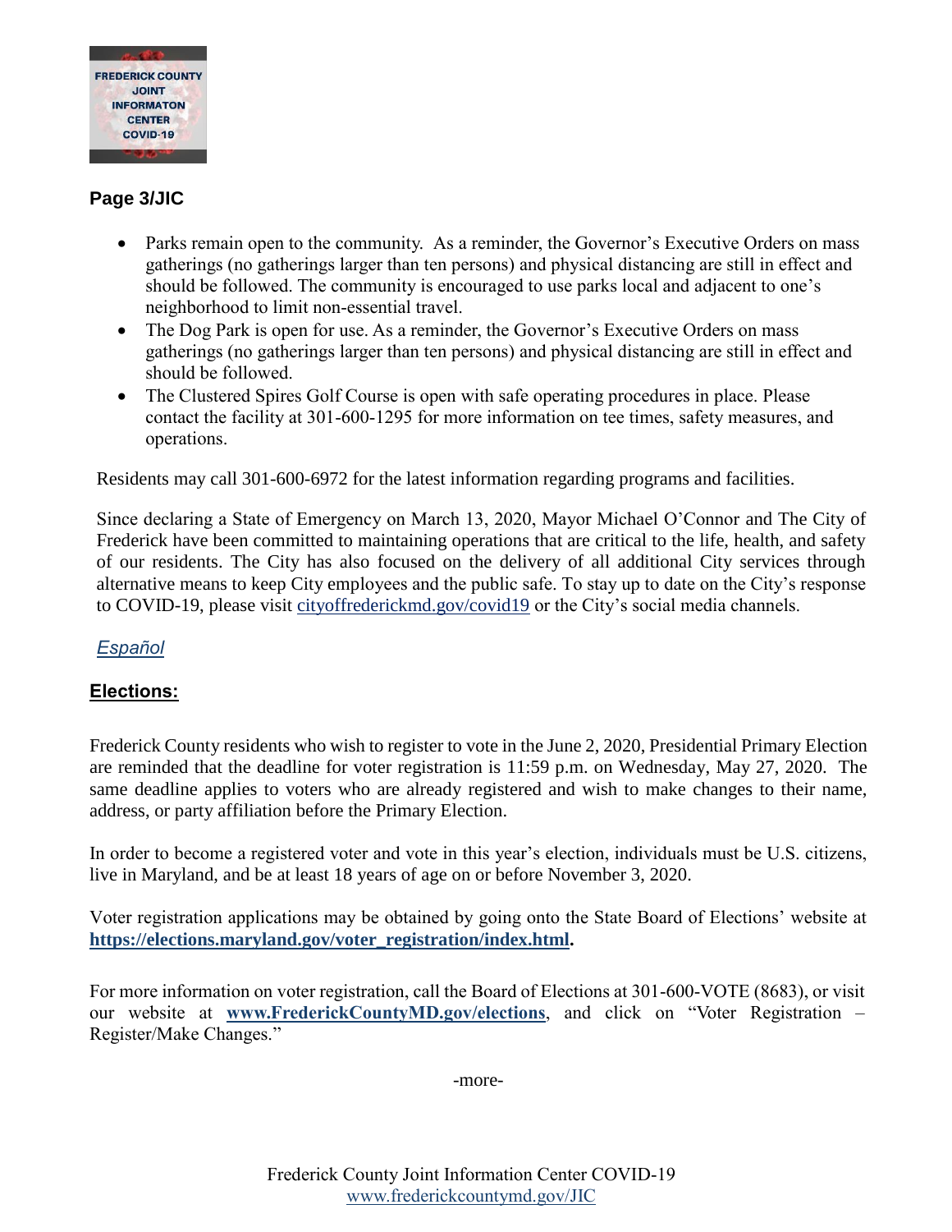- Parks remain open to the community. As a reminder, the Governor's Executive Orders on mass gatherings (no gatherings larger than ten persons) and physical distancing are still in effect and should be followed. The community is encouraged to use parks local and adjacent to one's neighborhood to limit non-essential travel.
- The Dog Park is open for use. As a reminder, the Governor's Executive Orders on mass gatherings (no gatherings larger than ten persons) and physical distancing are still in effect and should be followed.
- The Clustered Spires Golf Course is open with safe operating procedures in place. Please contact the facility at 301-600-1295 for more information on tee times, safety measures, and operations.

Residents may call 301-600-6972 for the latest information regarding programs and facilities.

Since declaring a State of Emergency on March 13, 2020, Mayor Michael O'Connor and The City of Frederick have been committed to maintaining operations that are critical to the life, health, and safety of our residents. The City has also focused on the delivery of all additional City services through alternative means to keep City employees and the public safe. To stay up to date on the City's response to COVID-19, please visit [cityoffrederickmd.gov/covid19](cityoffrederickmd.gov/covid19) or the City's social media channels.

*Español*

## Elections:

Frederick County residents who wish to register to vote in the June 2, 2020, Presidential Primary Election are reminded that the deadline for voter registration is 11:59 p.m. on Wednesday, May 27, 2020. The same deadline applies to voters who are already registered and wish to make changes to their name, address, or party affiliation before the Primary Election.

In order to become a registered voter and vote in this year's election, individuals must be U.S. citizens, live in Maryland, and be at least 18 years of age on or before November 3, 2020.

Voter registration applications may be obtained by going onto the State Board of Elections' website at **https://elections.maryland.gov/voter_registration/index.html.**

For more information on voter registration, call the Board of Elections at 301-600-VOTE (8683), or visit our website at **www.FrederickCountyMD.gov/elections**, and click on "Voter Registration – Register/Make Changes."

-more-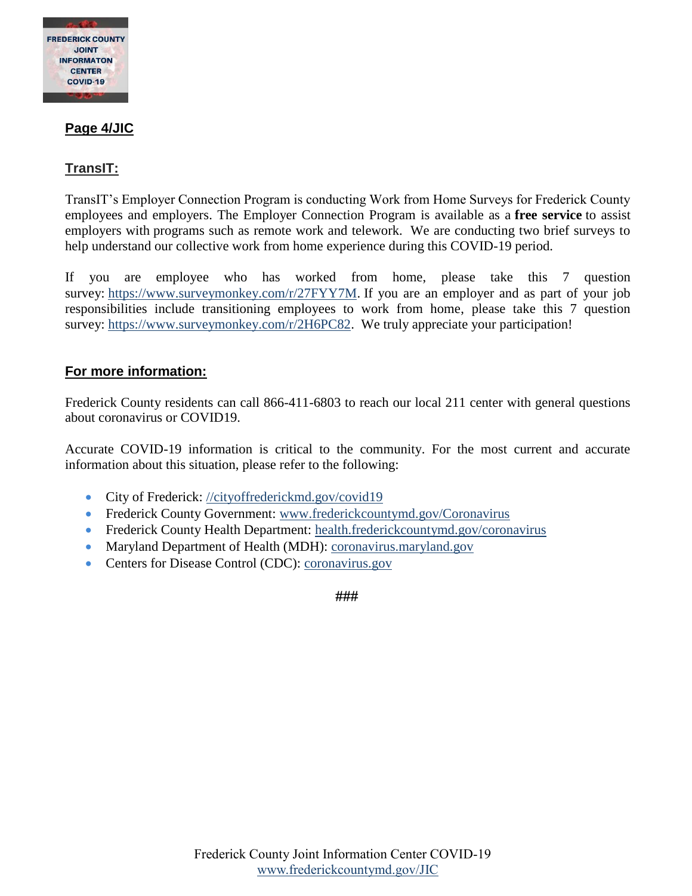**Page 4/JIC**

## TransIT:

TransIT's Employer Connection Program is conducting Work from Home Surveys for Frederick County employees and employers. The Employer Connection Program is available as a **free service** to assist employers with programs such as remote work and telework. We are conducting two brief surveys to help understand our collective work from home experience during this COVID-19 period.

If you are employee who has worked from home, please take this 7 question survey: https://www.surveymonkey.com/r/27FYY7M. If you are an employer and as part of your job responsibilities include transitioning employees to work from home, please take this 7 question survey: https://www.surveymonkey.com/r/2H6PC82. We truly appreciate your participation!

## For more information:

Frederick County residents can call 866-411-6803 to reach our local 211 center with general questions about coronavirus or COVID19.

Accurate COVID-19 information is critical to the community. For the most current and accurate information about this situation, please refer to the following:

- City of Frederick: //cityoffrederickmd.gov/covid19
- Frederick County Government: www.frederickcountymd.gov/Coronavirus
- Frederick County Health Department: health.frederickcountymd.gov/coronavirus
- Maryland Department of Health (MDH): coronavirus.maryland.gov
- Centers for Disease Control (CDC): coronavirus.gov

###